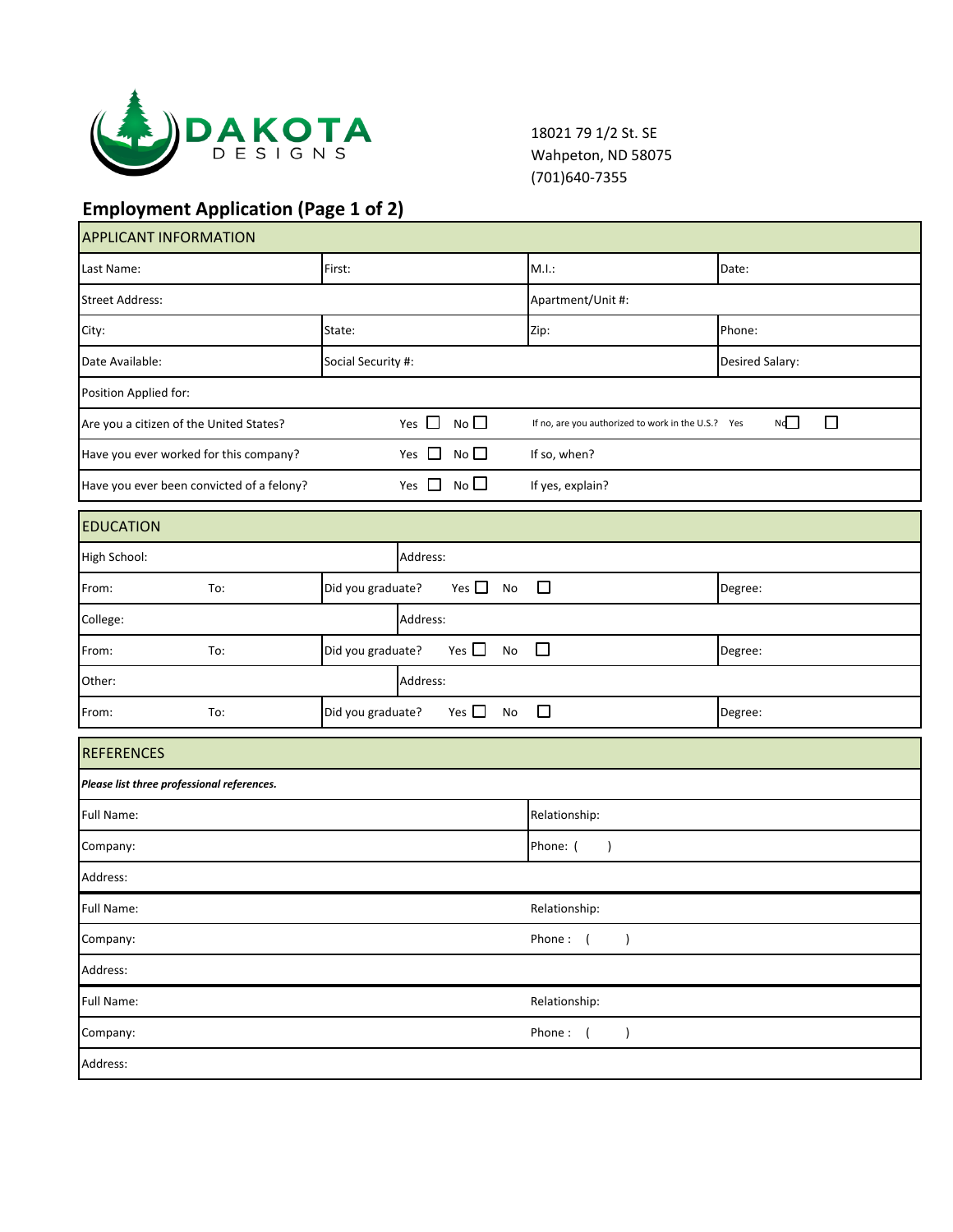DAKOTA DESIGNS

18021 79 1/2 St. SE
Wahpeton, ND 58075
(701)640-7355

## Employment Application (Page 1 of 2)

| APPLICANT INFORMATION | | | |
|---|---|---|---|
| Last Name: | First: | M.I.: | Date: |
| Street Address: | | Apartment/Unit #: | |
| City: | State: | Zip: | Phone: |
| Date Available: | Social Security #: | | Desired Salary: |
| Position Applied for: | | | |
| Are you a citizen of the United States? | Yes ☐ No ☐ | If no, are you authorized to work in the U.S.? Yes ☐ No ☐ | |
| Have you ever worked for this company? | Yes ☐ No ☐ | If so, when? | |
| Have you ever been convicted of a felony? | Yes ☐ No ☐ | If yes, explain? | |

| EDUCATION | | | |
|---|---|---|---|
| High School: | Address: | | |
| From: To: | Did you graduate? Yes ☐ No ☐ | | Degree: |
| College: | Address: | | |
| From: To: | Did you graduate? Yes ☐ No ☐ | | Degree: |
| Other: | Address: | | |
| From: To: | Did you graduate? Yes ☐ No ☐ | | Degree: |

| REFERENCES | |
|---|---|
| ***Please list three professional references.*** | |
| Full Name: | Relationship: |
| Company: | Phone: ( ) |
| Address: | |
| Full Name: | Relationship: |
| Company: | Phone : ( ) |
| Address: | |
| Full Name: | Relationship: |
| Company: | Phone : ( ) |
| Address: | |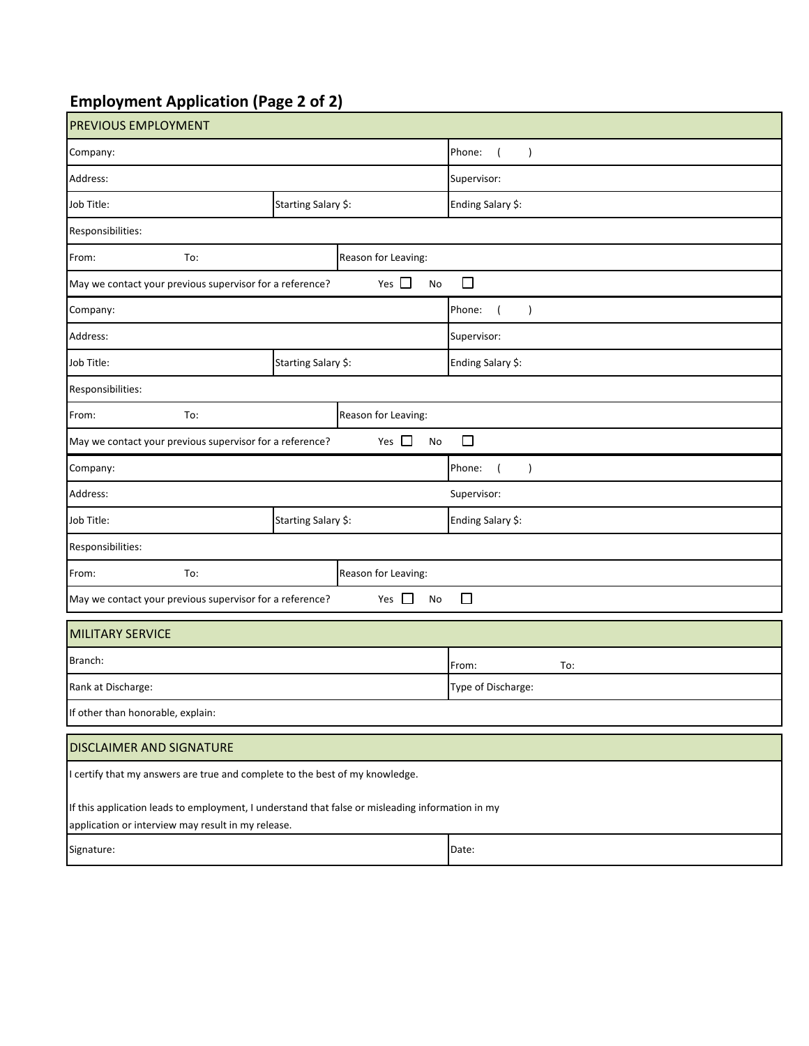## Employment Application (Page 2 of 2)

### PREVIOUS EMPLOYMENT

| | | | |
|---|---|---|---|
| Company: | | | Phone: ( ) |
| Address: | | | Supervisor: |
| Job Title: | Starting Salary $: | | Ending Salary $: |
| Responsibilities: | | | |
| From: To: | | Reason for Leaving: | |
| May we contact your previous supervisor for a reference? | | Yes ☐ No ☐ | |
| Company: | | | Phone: ( ) |
| Address: | | | Supervisor: |
| Job Title: | Starting Salary $: | | Ending Salary $: |
| Responsibilities: | | | |
| From: To: | | Reason for Leaving: | |
| May we contact your previous supervisor for a reference? | | Yes ☐ No ☐ | |
| Company: | | | Phone: ( ) |
| Address: | | | Supervisor: |
| Job Title: | Starting Salary $: | | Ending Salary $: |
| Responsibilities: | | | |
| From: To: | | Reason for Leaving: | |
| May we contact your previous supervisor for a reference? | | Yes ☐ No ☐ | |

### MILITARY SERVICE

| | |
|---|---|
| Branch: | From: To: |
| Rank at Discharge: | Type of Discharge: |
| If other than honorable, explain: | |

### DISCLAIMER AND SIGNATURE

I certify that my answers are true and complete to the best of my knowledge.

If this application leads to employment, I understand that false or misleading information in my application or interview may result in my release.

| | |
|---|---|
| Signature: | Date: |